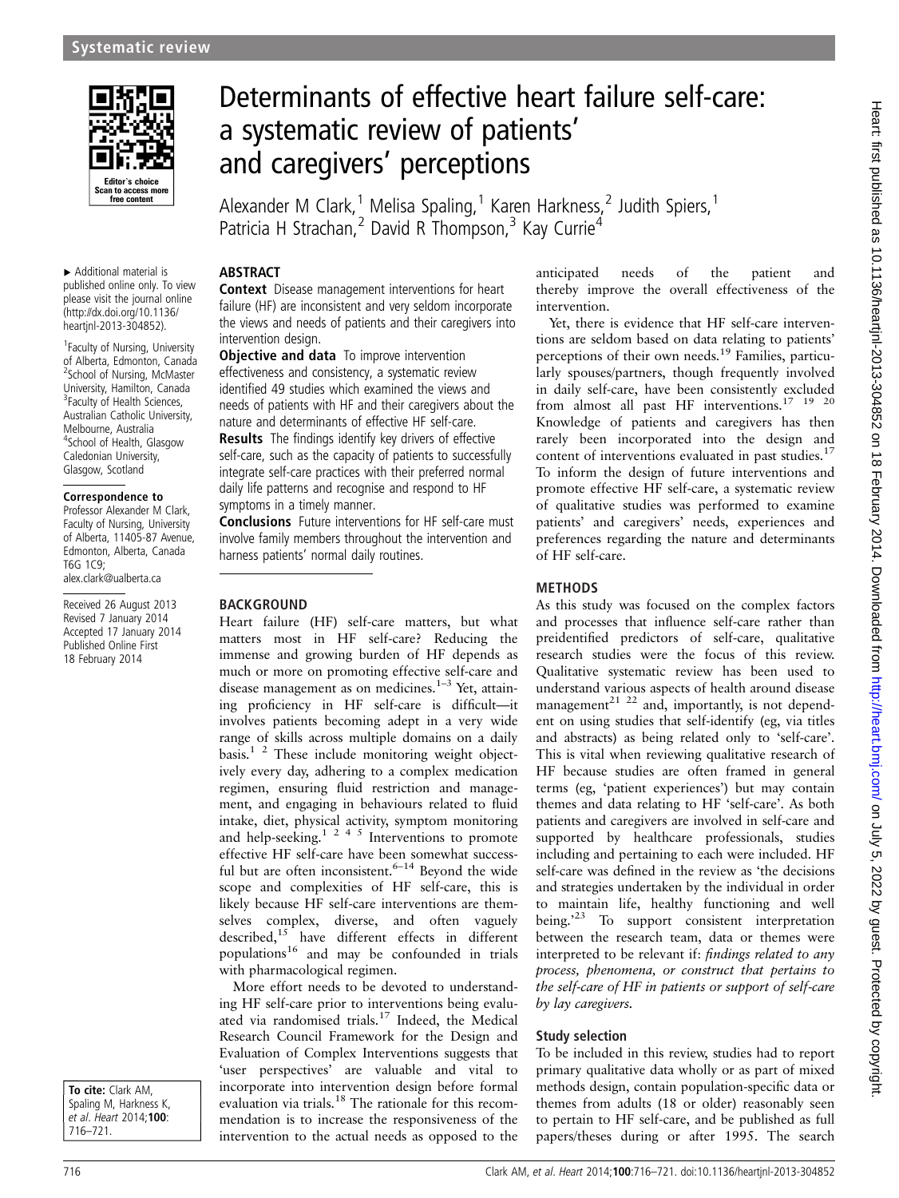Systematic review

# Determinants of effective heart failure self-care: a systematic review of patients' and caregivers' perceptions

Alexander M Clark,[1] Melisa Spaling,[1] Karen Harkness,[2] Judith Spiers,[1] Patricia H Strachan,[2] David R Thompson,[3] Kay Currie[4]

▸ Additional material is published online only. To view please visit the journal online (http://dx.doi.org/10.1136/heartjnl-2013-304852).

[1]Faculty of Nursing, University of Alberta, Edmonton, Canada
[2]School of Nursing, McMaster University, Hamilton, Canada
[3]Faculty of Health Sciences, Australian Catholic University, Melbourne, Australia
[4]School of Health, Glasgow Caledonian University, Glasgow, Scotland

**Correspondence to**
Professor Alexander M Clark, Faculty of Nursing, University of Alberta, 11405-87 Avenue, Edmonton, Alberta, Canada T6G 1C9; alex.clark@ualberta.ca

Received 26 August 2013
Revised 7 January 2014
Accepted 17 January 2014
Published Online First 18 February 2014

**To cite:** Clark AM, Spaling M, Harkness K, *et al. Heart* 2014;**100**: 716–721.

## ABSTRACT

**Context** Disease management interventions for heart failure (HF) are inconsistent and very seldom incorporate the views and needs of patients and their caregivers into intervention design.

**Objective and data** To improve intervention effectiveness and consistency, a systematic review identified 49 studies which examined the views and needs of patients with HF and their caregivers about the nature and determinants of effective HF self-care.

**Results** The findings identify key drivers of effective self-care, such as the capacity of patients to successfully integrate self-care practices with their preferred normal daily life patterns and recognise and respond to HF symptoms in a timely manner.

**Conclusions** Future interventions for HF self-care must involve family members throughout the intervention and harness patients' normal daily routines.

## BACKGROUND

Heart failure (HF) self-care matters, but what matters most in HF self-care? Reducing the immense and growing burden of HF depends as much or more on promoting effective self-care and disease management as on medicines.[1–3] Yet, attaining proficiency in HF self-care is difficult—it involves patients becoming adept in a very wide range of skills across multiple domains on a daily basis.[1 2] These include monitoring weight objectively every day, adhering to a complex medication regimen, ensuring fluid restriction and management, and engaging in behaviours related to fluid intake, diet, physical activity, symptom monitoring and help-seeking.[1 2 4 5] Interventions to promote effective HF self-care have been somewhat successful but are often inconsistent.[6–14] Beyond the wide scope and complexities of HF self-care, this is likely because HF self-care interventions are themselves complex, diverse, and often vaguely described,[15] have different effects in different populations[16] and may be confounded in trials with pharmacological regimen.

More effort needs to be devoted to understanding HF self-care prior to interventions being evaluated via randomised trials.[17] Indeed, the Medical Research Council Framework for the Design and Evaluation of Complex Interventions suggests that 'user perspectives' are valuable and vital to incorporate into intervention design before formal evaluation via trials.[18] The rationale for this recommendation is to increase the responsiveness of the intervention to the actual needs as opposed to the anticipated needs of the patient and thereby improve the overall effectiveness of the intervention.

Yet, there is evidence that HF self-care interventions are seldom based on data relating to patients' perceptions of their own needs.[19] Families, particularly spouses/partners, though frequently involved in daily self-care, have been consistently excluded from almost all past HF interventions.[17 19 20] Knowledge of patients and caregivers has then rarely been incorporated into the design and content of interventions evaluated in past studies.[17] To inform the design of future interventions and promote effective HF self-care, a systematic review of qualitative studies was performed to examine patients' and caregivers' needs, experiences and preferences regarding the nature and determinants of HF self-care.

## METHODS

As this study was focused on the complex factors and processes that influence self-care rather than preidentified predictors of self-care, qualitative research studies were the focus of this review. Qualitative systematic review has been used to understand various aspects of health around disease management[21 22] and, importantly, is not dependent on using studies that self-identify (eg, via titles and abstracts) as being related only to 'self-care'. This is vital when reviewing qualitative research of HF because studies are often framed in general terms (eg, 'patient experiences') but may contain themes and data relating to HF 'self-care'. As both patients and caregivers are involved in self-care and supported by healthcare professionals, studies including and pertaining to each were included. HF self-care was defined in the review as 'the decisions and strategies undertaken by the individual in order to maintain life, healthy functioning and well being.'[23] To support consistent interpretation between the research team, data or themes were interpreted to be relevant if: *findings related to any process, phenomena, or construct that pertains to the self-care of HF in patients or support of self-care by lay caregivers.*

### Study selection

To be included in this review, studies had to report primary qualitative data wholly or as part of mixed methods design, contain population-specific data or themes from adults (18 or older) reasonably seen to pertain to HF self-care, and be published as full papers/theses during or after 1995. The search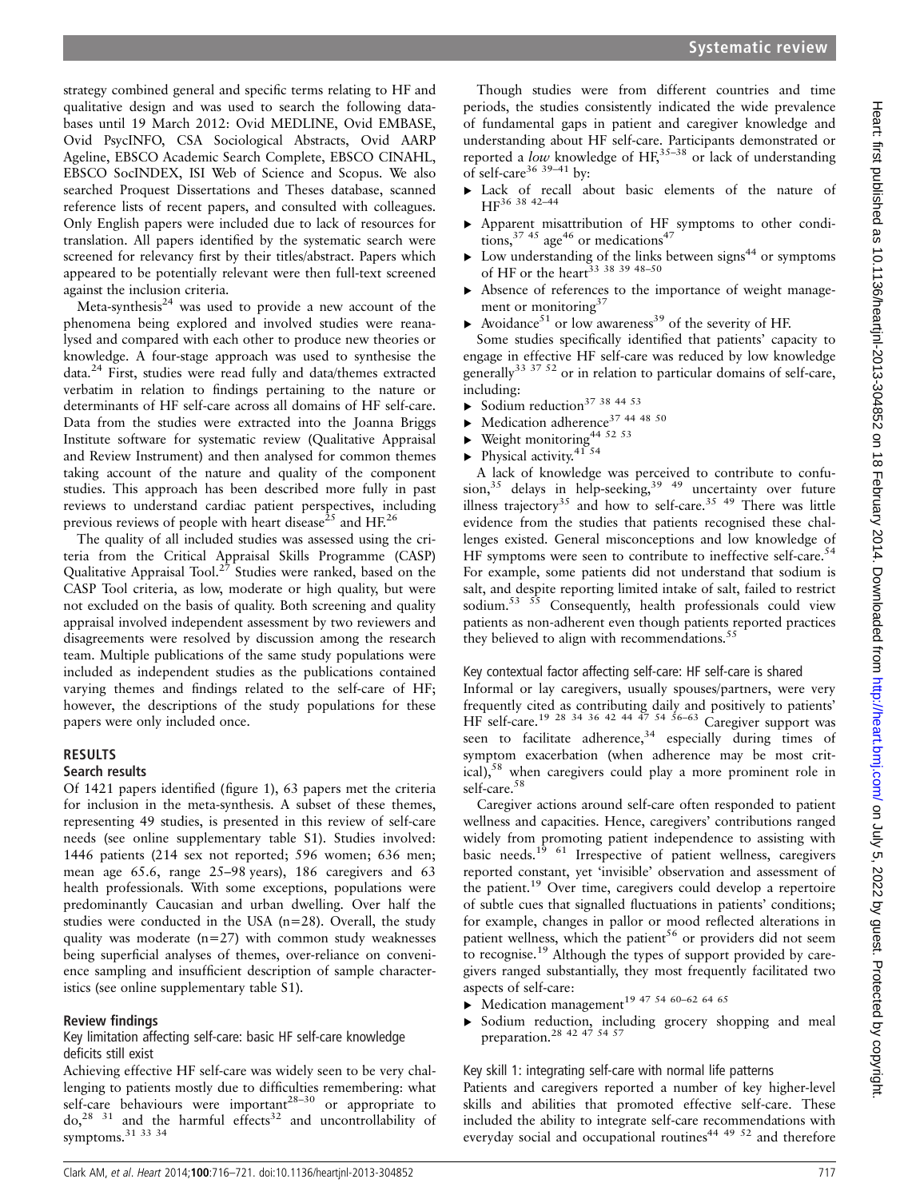strategy combined general and specific terms relating to HF and qualitative design and was used to search the following databases until 19 March 2012: Ovid MEDLINE, Ovid EMBASE, Ovid PsycINFO, CSA Sociological Abstracts, Ovid AARP Ageline, EBSCO Academic Search Complete, EBSCO CINAHL, EBSCO SocINDEX, ISI Web of Science and Scopus. We also searched Proquest Dissertations and Theses database, scanned reference lists of recent papers, and consulted with colleagues. Only English papers were included due to lack of resources for translation. All papers identified by the systematic search were screened for relevancy first by their titles/abstract. Papers which appeared to be potentially relevant were then full-text screened against the inclusion criteria.

Meta-synthesis[24] was used to provide a new account of the phenomena being explored and involved studies were reanalysed and compared with each other to produce new theories or knowledge. A four-stage approach was used to synthesise the data.[24] First, studies were read fully and data/themes extracted verbatim in relation to findings pertaining to the nature or determinants of HF self-care across all domains of HF self-care. Data from the studies were extracted into the Joanna Briggs Institute software for systematic review (Qualitative Appraisal and Review Instrument) and then analysed for common themes taking account of the nature and quality of the component studies. This approach has been described more fully in past reviews to understand cardiac patient perspectives, including previous reviews of people with heart disease[25] and HF.[26]

The quality of all included studies was assessed using the criteria from the Critical Appraisal Skills Programme (CASP) Qualitative Appraisal Tool.[27] Studies were ranked, based on the CASP Tool criteria, as low, moderate or high quality, but were not excluded on the basis of quality. Both screening and quality appraisal involved independent assessment by two reviewers and disagreements were resolved by discussion among the research team. Multiple publications of the same study populations were included as independent studies as the publications contained varying themes and findings related to the self-care of HF; however, the descriptions of the study populations for these papers were only included once.

## RESULTS

### Search results

Of 1421 papers identified (figure 1), 63 papers met the criteria for inclusion in the meta-synthesis. A subset of these themes, representing 49 studies, is presented in this review of self-care needs (see online supplementary table S1). Studies involved: 1446 patients (214 sex not reported; 596 women; 636 men; mean age 65.6, range 25–98 years), 186 caregivers and 63 health professionals. With some exceptions, populations were predominantly Caucasian and urban dwelling. Over half the studies were conducted in the USA (n=28). Overall, the study quality was moderate (n=27) with common study weaknesses being superficial analyses of themes, over-reliance on convenience sampling and insufficient description of sample characteristics (see online supplementary table S1).

### Review findings

#### Key limitation affecting self-care: basic HF self-care knowledge deficits still exist

Achieving effective HF self-care was widely seen to be very challenging to patients mostly due to difficulties remembering: what self-care behaviours were important[28–30] or appropriate to do,[28 31] and the harmful effects[32] and uncontrollability of symptoms.[31 33 34]

Though studies were from different countries and time periods, the studies consistently indicated the wide prevalence of fundamental gaps in patient and caregiver knowledge and understanding about HF self-care. Participants demonstrated or reported a *low* knowledge of HF,[35–38] or lack of understanding of self-care[36 39–41] by:

- Lack of recall about basic elements of the nature of HF[36 38 42–44]
- Apparent misattribution of HF symptoms to other conditions,[37 45] age[46] or medications[47]
- Low understanding of the links between signs[44] or symptoms of HF or the heart[33 38 39 48–50]
- Absence of references to the importance of weight management or monitoring[37]
- Avoidance[51] or low awareness[39] of the severity of HF.

Some studies specifically identified that patients' capacity to engage in effective HF self-care was reduced by low knowledge generally[33 37 52] or in relation to particular domains of self-care, including:

- Sodium reduction[37 38 44 53]
- Medication adherence[37 44 48 50]
- Weight monitoring[44 52 53]
- Physical activity.[41 54]

A lack of knowledge was perceived to contribute to confusion,[35] delays in help-seeking,[39 49] uncertainty over future illness trajectory[35] and how to self-care.[35 49] There was little evidence from the studies that patients recognised these challenges existed. General misconceptions and low knowledge of HF symptoms were seen to contribute to ineffective self-care.[54] For example, some patients did not understand that sodium is salt, and despite reporting limited intake of salt, failed to restrict sodium.[53 55] Consequently, health professionals could view patients as non-adherent even though patients reported practices they believed to align with recommendations.[55]

#### Key contextual factor affecting self-care: HF self-care is shared

Informal or lay caregivers, usually spouses/partners, were very frequently cited as contributing daily and positively to patients' HF self-care.[19 28 34 36 42 44 47 54 56–63] Caregiver support was seen to facilitate adherence,[34] especially during times of symptom exacerbation (when adherence may be most critical),[58] when caregivers could play a more prominent role in self-care.[58]

Caregiver actions around self-care often responded to patient wellness and capacities. Hence, caregivers' contributions ranged widely from promoting patient independence to assisting with basic needs.[19 61] Irrespective of patient wellness, caregivers reported constant, yet 'invisible' observation and assessment of the patient.[19] Over time, caregivers could develop a repertoire of subtle cues that signalled fluctuations in patients' conditions; for example, changes in pallor or mood reflected alterations in patient wellness, which the patient[56] or providers did not seem to recognise.[19] Although the types of support provided by caregivers ranged substantially, they most frequently facilitated two aspects of self-care:

- Medication management[19 47 54 60–62 64 65]
- Sodium reduction, including grocery shopping and meal preparation.[28 42 47 54 57]

#### Key skill 1: integrating self-care with normal life patterns

Patients and caregivers reported a number of key higher-level skills and abilities that promoted effective self-care. These included the ability to integrate self-care recommendations with everyday social and occupational routines[44 49 52] and therefore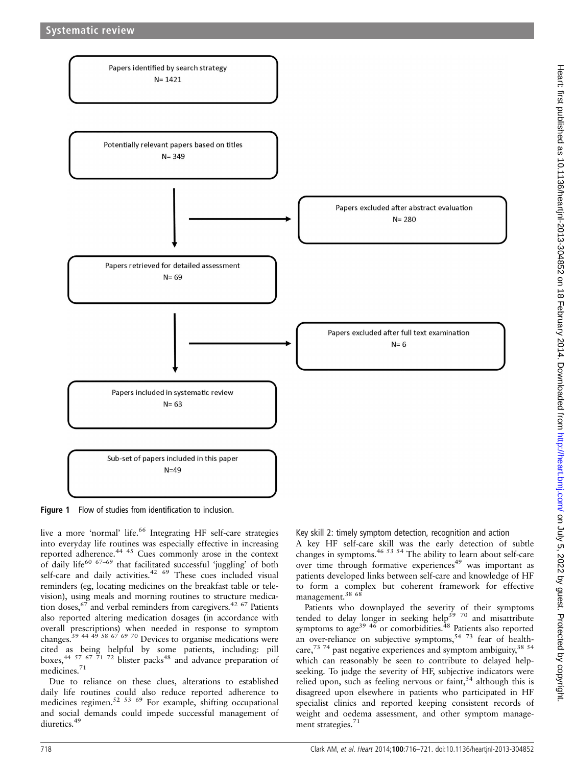Papers identified by search strategy
N= 1421

Potentially relevant papers based on titles
N= 349

Papers excluded after abstract evaluation
N= 280

Papers retrieved for detailed assessment
N= 69

Papers excluded after full text examination
N= 6

Papers included in systematic review
N= 63

Sub-set of papers included in this paper
N=49

**Figure 1** Flow of studies from identification to inclusion.

live a more 'normal' life.[66] Integrating HF self-care strategies into everyday life routines was especially effective in increasing reported adherence.[44 45] Cues commonly arose in the context of daily life[60 67–69] that facilitated successful 'juggling' of both self-care and daily activities.[42 69] These cues included visual reminders (eg, locating medicines on the breakfast table or television), using meals and morning routines to structure medication doses,[67] and verbal reminders from caregivers.[42 67] Patients also reported altering medication dosages (in accordance with overall prescriptions) when needed in response to symptom changes.[39 44 49 58 67 69 70] Devices to organise medications were cited as being helpful by some patients, including: pill boxes,[44 57 67 71 72] blister packs[48] and advance preparation of medicines.[71]

Due to reliance on these clues, alterations to established daily life routines could also reduce reported adherence to medicines regimen.[52 53 69] For example, shifting occupational and social demands could impede successful management of diuretics.[49]

Key skill 2: timely symptom detection, recognition and action

A key HF self-care skill was the early detection of subtle changes in symptoms.[46 53 54] The ability to learn about self-care over time through formative experiences[49] was important as patients developed links between self-care and knowledge of HF to form a complex but coherent framework for effective management.[38 68]

Patients who downplayed the severity of their symptoms tended to delay longer in seeking help[39 70] and misattribute symptoms to age[39 46] or comorbidities.[48] Patients also reported an over-reliance on subjective symptoms,[54 73] fear of healthcare,[73 74] past negative experiences and symptom ambiguity,[38 54] which can reasonably be seen to contribute to delayed help-seeking. To judge the severity of HF, subjective indicators were relied upon, such as feeling nervous or faint,[54] although this is disagreed upon elsewhere in patients who participated in HF specialist clinics and reported keeping consistent records of weight and oedema assessment, and other symptom management strategies.[71]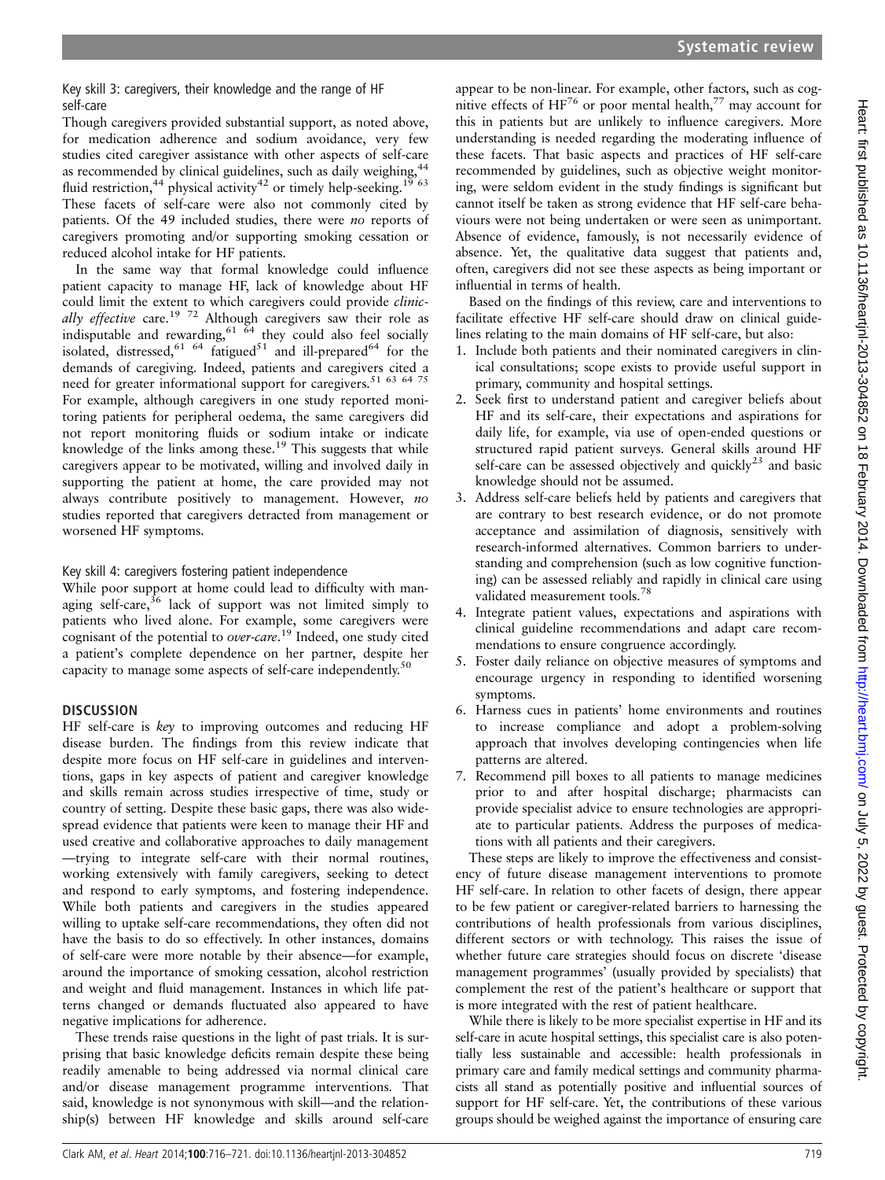### Key skill 3: caregivers, their knowledge and the range of HF self-care

Though caregivers provided substantial support, as noted above, for medication adherence and sodium avoidance, very few studies cited caregiver assistance with other aspects of self-care as recommended by clinical guidelines, such as daily weighing,[44] fluid restriction,[44] physical activity[42] or timely help-seeking.[19 63] These facets of self-care were also not commonly cited by patients. Of the 49 included studies, there were *no* reports of caregivers promoting and/or supporting smoking cessation or reduced alcohol intake for HF patients.

In the same way that formal knowledge could influence patient capacity to manage HF, lack of knowledge about HF could limit the extent to which caregivers could provide *clinically effective* care.[19 72] Although caregivers saw their role as indisputable and rewarding,[61 64] they could also feel socially isolated, distressed,[61 64] fatigued[51] and ill-prepared[64] for the demands of caregiving. Indeed, patients and caregivers cited a need for greater informational support for caregivers.[51 63 64 75] For example, although caregivers in one study reported monitoring patients for peripheral oedema, the same caregivers did not report monitoring fluids or sodium intake or indicate knowledge of the links among these.[19] This suggests that while caregivers appear to be motivated, willing and involved daily in supporting the patient at home, the care provided may not always contribute positively to management. However, *no* studies reported that caregivers detracted from management or worsened HF symptoms.

### Key skill 4: caregivers fostering patient independence

While poor support at home could lead to difficulty with managing self-care,[36] lack of support was not limited simply to patients who lived alone. For example, some caregivers were cognisant of the potential to *over-care*.[19] Indeed, one study cited a patient's complete dependence on her partner, despite her capacity to manage some aspects of self-care independently.[50]

## DISCUSSION

HF self-care is *key* to improving outcomes and reducing HF disease burden. The findings from this review indicate that despite more focus on HF self-care in guidelines and interventions, gaps in key aspects of patient and caregiver knowledge and skills remain across studies irrespective of time, study or country of setting. Despite these basic gaps, there was also widespread evidence that patients were keen to manage their HF and used creative and collaborative approaches to daily management —trying to integrate self-care with their normal routines, working extensively with family caregivers, seeking to detect and respond to early symptoms, and fostering independence. While both patients and caregivers in the studies appeared willing to uptake self-care recommendations, they often did not have the basis to do so effectively. In other instances, domains of self-care were more notable by their absence—for example, around the importance of smoking cessation, alcohol restriction and weight and fluid management. Instances in which life patterns changed or demands fluctuated also appeared to have negative implications for adherence.

These trends raise questions in the light of past trials. It is surprising that basic knowledge deficits remain despite these being readily amenable to being addressed via normal clinical care and/or disease management programme interventions. That said, knowledge is not synonymous with skill—and the relationship(s) between HF knowledge and skills around self-care appear to be non-linear. For example, other factors, such as cognitive effects of HF[76] or poor mental health,[77] may account for this in patients but are unlikely to influence caregivers. More understanding is needed regarding the moderating influence of these facets. That basic aspects and practices of HF self-care recommended by guidelines, such as objective weight monitoring, were seldom evident in the study findings is significant but cannot itself be taken as strong evidence that HF self-care behaviours were not being undertaken or were seen as unimportant. Absence of evidence, famously, is not necessarily evidence of absence. Yet, the qualitative data suggest that patients and, often, caregivers did not see these aspects as being important or influential in terms of health.

Based on the findings of this review, care and interventions to facilitate effective HF self-care should draw on clinical guidelines relating to the main domains of HF self-care, but also:

1. Include both patients and their nominated caregivers in clinical consultations; scope exists to provide useful support in primary, community and hospital settings.
2. Seek first to understand patient and caregiver beliefs about HF and its self-care, their expectations and aspirations for daily life, for example, via use of open-ended questions or structured rapid patient surveys. General skills around HF self-care can be assessed objectively and quickly[23] and basic knowledge should not be assumed.
3. Address self-care beliefs held by patients and caregivers that are contrary to best research evidence, or do not promote acceptance and assimilation of diagnosis, sensitively with research-informed alternatives. Common barriers to understanding and comprehension (such as low cognitive functioning) can be assessed reliably and rapidly in clinical care using validated measurement tools.[78]
4. Integrate patient values, expectations and aspirations with clinical guideline recommendations and adapt care recommendations to ensure congruence accordingly.
5. Foster daily reliance on objective measures of symptoms and encourage urgency in responding to identified worsening symptoms.
6. Harness cues in patients' home environments and routines to increase compliance and adopt a problem-solving approach that involves developing contingencies when life patterns are altered.
7. Recommend pill boxes to all patients to manage medicines prior to and after hospital discharge; pharmacists can provide specialist advice to ensure technologies are appropriate to particular patients. Address the purposes of medications with all patients and their caregivers.

These steps are likely to improve the effectiveness and consistency of future disease management interventions to promote HF self-care. In relation to other facets of design, there appear to be few patient or caregiver-related barriers to harnessing the contributions of health professionals from various disciplines, different sectors or with technology. This raises the issue of whether future care strategies should focus on discrete 'disease management programmes' (usually provided by specialists) that complement the rest of the patient's healthcare or support that is more integrated with the rest of patient healthcare.

While there is likely to be more specialist expertise in HF and its self-care in acute hospital settings, this specialist care is also potentially less sustainable and accessible: health professionals in primary care and family medical settings and community pharmacists all stand as potentially positive and influential sources of support for HF self-care. Yet, the contributions of these various groups should be weighed against the importance of ensuring care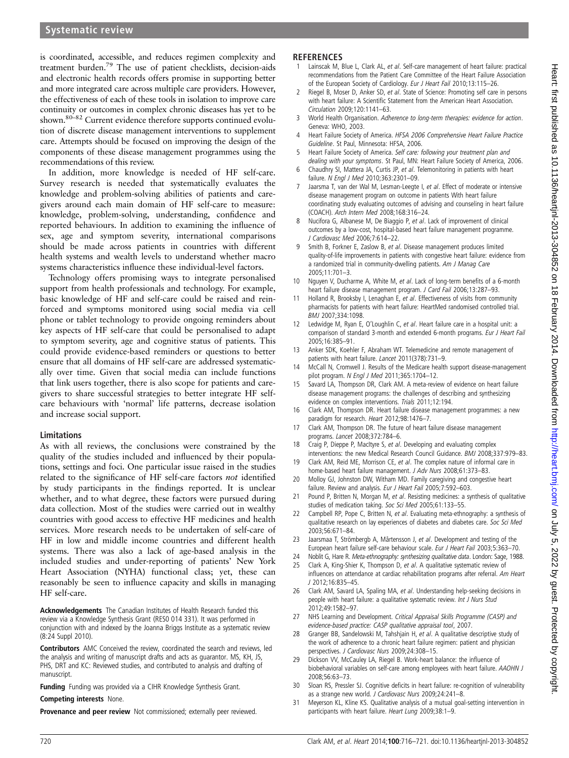is coordinated, accessible, and reduces regimen complexity and treatment burden.[79] The use of patient checklists, decision-aids and electronic health records offers promise in supporting better and more integrated care across multiple care providers. However, the effectiveness of each of these tools in isolation to improve care continuity or outcomes in complex chronic diseases has yet to be shown.[80–82] Current evidence therefore supports continued evolution of discrete disease management interventions to supplement care. Attempts should be focused on improving the design of the components of these disease management programmes using the recommendations of this review.

In addition, more knowledge is needed of HF self-care. Survey research is needed that systematically evaluates the knowledge and problem-solving abilities of patients and caregivers around each main domain of HF self-care to measure: knowledge, problem-solving, understanding, confidence and reported behaviours. In addition to examining the influence of sex, age and symptom severity, international comparisons should be made across patients in countries with different health systems and wealth levels to understand whether macro systems characteristics influence these individual-level factors.

Technology offers promising ways to integrate personalised support from health professionals and technology. For example, basic knowledge of HF and self-care could be raised and reinforced and symptoms monitored using social media via cell phone or tablet technology to provide ongoing reminders about key aspects of HF self-care that could be personalised to adapt to symptom severity, age and cognitive status of patients. This could provide evidence-based reminders or questions to better ensure that all domains of HF self-care are addressed systematically over time. Given that social media can include functions that link users together, there is also scope for patients and caregivers to share successful strategies to better integrate HF self-care behaviours with 'normal' life patterns, decrease isolation and increase social support.

### Limitations

As with all reviews, the conclusions were constrained by the quality of the studies included and influenced by their populations, settings and foci. One particular issue raised in the studies related to the significance of HF self-care factors *not* identified by study participants in the findings reported. It is unclear whether, and to what degree, these factors were pursued during data collection. Most of the studies were carried out in wealthy countries with good access to effective HF medicines and health services. More research needs to be undertaken of self-care of HF in low and middle income countries and different health systems. There was also a lack of age-based analysis in the included studies and under-reporting of patients' New York Heart Association (NYHA) functional class; yet, these can reasonably be seen to influence capacity and skills in managing HF self-care.

**Acknowledgements** The Canadian Institutes of Health Research funded this review via a Knowledge Synthesis Grant (RES0 014 331). It was performed in conjunction with and indexed by the Joanna Briggs Institute as a systematic review (8:24 Suppl 2010).

**Contributors** AMC Conceived the review, coordinated the search and reviews, led the analysis and writing of manuscript drafts and acts as guarantor. MS, KH, JS, PHS, DRT and KC: Reviewed studies, and contributed to analysis and drafting of manuscript.

**Funding** Funding was provided via a CIHR Knowledge Synthesis Grant.

**Competing interests** None.

**Provenance and peer review** Not commissioned; externally peer reviewed.

## REFERENCES

1. Lainscak M, Blue L, Clark AL, *et al*. Self-care management of heart failure: practical recommendations from the Patient Care Committee of the Heart Failure Association of the European Society of Cardiology. *Eur J Heart Fail* 2010;13:115–26.
2. Riegel B, Moser D, Anker SD, *et al*. State of Science: Promoting self care in persons with heart failure: A Scientific Statement from the American Heart Association. *Circulation* 2009;120:1141–63.
3. World Health Organisation. *Adherence to long-term therapies: evidence for action*. Geneva: WHO, 2003.
4. Heart Failure Society of America. *HFSA 2006 Comprehensive Heart Failure Practice Guideline*. St Paul, Minnesota: HFSA, 2006.
5. Heart Failure Society of America. *Self care: following your treatment plan and dealing with your symptoms*. St Paul, MN: Heart Failure Society of America, 2006.
6. Chaudhry SI, Mattera JA, Curtis JP, *et al*. Telemonitoring in patients with heart failure. *N Engl J Med* 2010;363:2301–09.
7. Jaarsma T, van der Wal M, Lesman-Leegte I, *et al*. Effect of moderate or intensive disease management program on outcome in patients With heart failure coordinating study evaluating outcomes of advising and counseling in heart failure (COACH). *Arch Intern Med* 2008;168:316–24.
8. Nucifora G, Albanese M, De Biaggio P, *et al*. Lack of improvement of clinical outcomes by a low-cost, hospital-based heart failure management programme. *J Cardiovasc Med* 2006;7:614–22.
9. Smith B, Forkner E, Zaslow B, *et al*. Disease management produces limited quality-of-life improvements in patients with congestive heart failure: evidence from a randomized trial in community-dwelling patients. *Am J Manag Care* 2005;11:701–3.
10. Nguyen V, Ducharme A, White M, *et al*. Lack of long-term benefits of a 6-month heart failure disease management program. *J Card Fail* 2006;13:287–93.
11. Holland R, Brooksby I, Lenaghan E, *et al*. Effectiveness of visits from community pharmacists for patients with heart failure: HeartMed randomised controlled trial. *BMJ* 2007;334:1098.
12. Ledwidge M, Ryan E, O'Loughlin C, *et al*. Heart failure care in a hospital unit: a comparison of standard 3-month and extended 6-month programs. *Eur J Heart Fail* 2005;16:385–91.
13. Anker SDK, Koehler F, Abraham WT. Telemedicine and remote management of patients with heart failure. *Lancet* 2011(378):731–9.
14. McCall N, Cromwell J. Results of the Medicare health support disease-management pilot program. *N Engl J Med* 2011;365:1704–12.
15. Savard LA, Thompson DR, Clark AM. A meta-review of evidence on heart failure disease management programs: the challenges of describing and synthesizing evidence on complex interventions. *Trials* 2011;12:194.
16. Clark AM, Thompson DR. Heart failure disease management programmes: a new paradigm for research. *Heart* 2012;98:1476–7.
17. Clark AM, Thompson DR. The future of heart failure disease management programs. *Lancet* 2008;372:784–6.
18. Craig P, Dieppe P, MacItyre S, *et al*. Developing and evaluating complex interventions: the new Medical Research Council Guidance. *BMJ* 2008;337:979–83.
19. Clark AM, Reid ME, Morrison CE, *et al*. The complex nature of informal care in home-based heart failure management. *J Adv Nurs* 2008;61:373–83.
20. Molloy GJ, Johnston DW, Witham MD. Family caregiving and congestive heart failure. Review and analysis. *Eur J Heart Fail* 2005;7:592–603.
21. Pound P, Britten N, Morgan M, *et al*. Resisting medicines: a synthesis of qualitative studies of medication taking. *Soc Sci Med* 2005;61:133–55.
22. Campbell RP, Pope C, Britten N, *et al*. Evaluating meta-ethnography: a synthesis of qualitative research on lay experiences of diabetes and diabetes care. *Soc Sci Med* 2003;56:671–84.
23. Jaarsmaa T, Strömbergb A, Mårtensson J, *et al*. Development and testing of the European heart failure self-care behaviour scale. *Eur J Heart Fail* 2003;5:363–70.
24. Noblit G, Hare R. *Meta-ethnography: synthesizing qualitative data*. London: Sage, 1988.
25. Clark A, King-Shier K, Thompson D, *et al*. A qualitative systematic review of influences on attendance at cardiac rehabilitation programs after referral. *Am Heart J* 2012;16:835–45.
26. Clark AM, Savard LA, Spaling MA, *et al*. Understanding help-seeking decisions in people with heart failure: a qualitative systematic review. *Int J Nurs Stud* 2012;49:1582–97.
27. NHS Learning and Development. *Critical Appraisal Skills Programme (CASP) and evidence-based practice: CASP qualitative appraisal tool*, 2007.
28. Granger BB, Sandelowski M, Tahshjain H, *et al*. A qualitative descriptive study of the work of adherence to a chronic heart failure regimen: patient and physician perspectives. *J Cardiovasc Nurs* 2009;24:308–15.
29. Dickson VV, McCauley LA, Riegel B. Work-heart balance: the influence of biobehavioral variables on self-care among employees with heart failure. *AAOHN J* 2008;56:63–73.
30. Sloan RS, Pressler SJ. Cognitive deficits in heart failure: re-cognition of vulnerability as a strange new world. *J Cardiovasc Nurs* 2009;24:241–8.
31. Meyerson KL, Kline KS. Qualitative analysis of a mutual goal-setting intervention in participants with heart failure. *Heart Lung* 2009;38:1–9.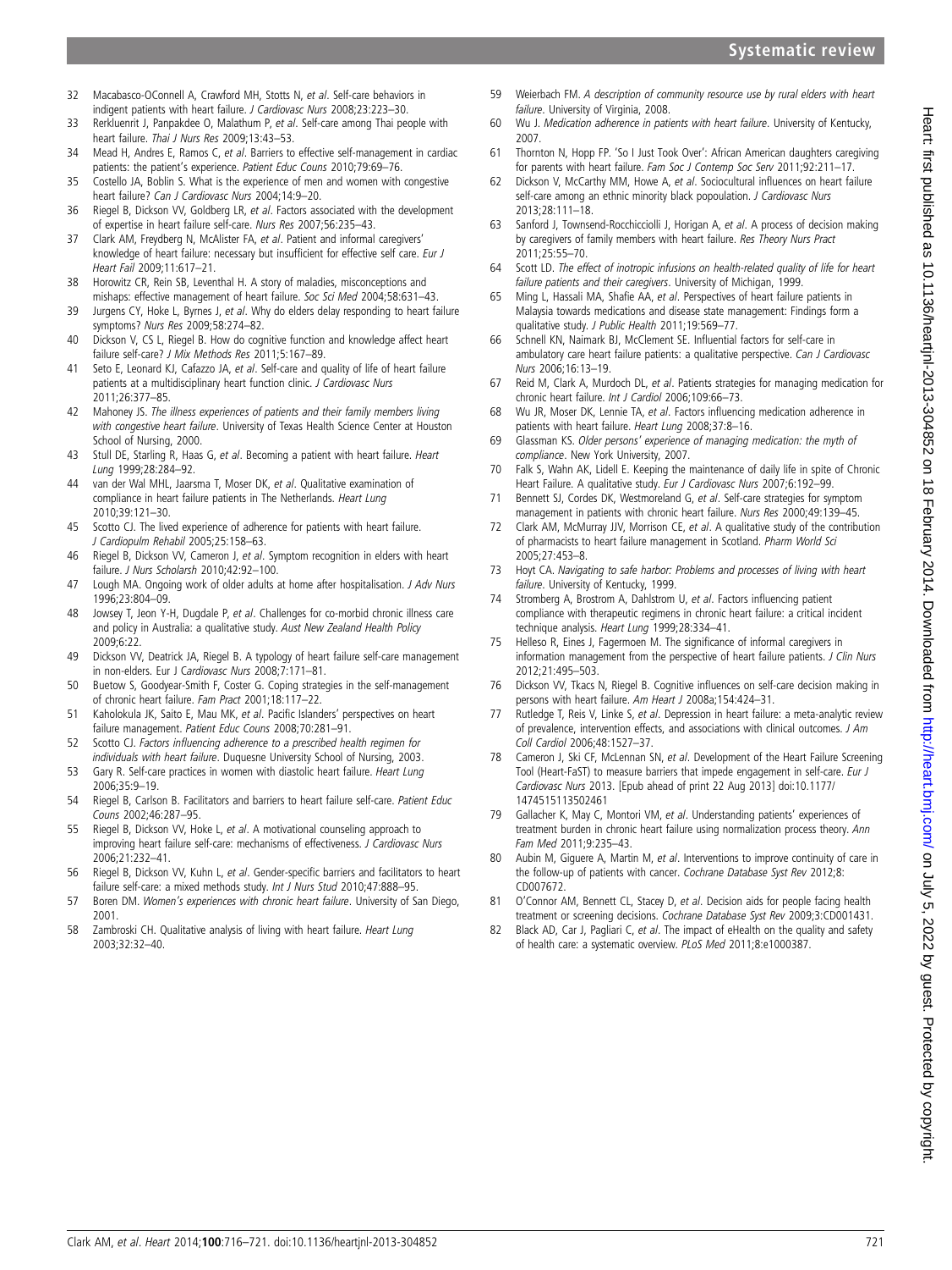32 Macabasco-OConnell A, Crawford MH, Stotts N, *et al*. Self-care behaviors in indigent patients with heart failure. *J Cardiovasc Nurs* 2008;23:223–30.

33 Rerkluenrit J, Panpakdee O, Malathum P, *et al*. Self-care among Thai people with heart failure. *Thai J Nurs Res* 2009;13:43–53.

34 Mead H, Andres E, Ramos C, *et al*. Barriers to effective self-management in cardiac patients: the patient's experience. *Patient Educ Couns* 2010;79:69–76.

35 Costello JA, Boblin S. What is the experience of men and women with congestive heart failure? *Can J Cardiovasc Nurs* 2004;14:9–20.

36 Riegel B, Dickson VV, Goldberg LR, *et al*. Factors associated with the development of expertise in heart failure self-care. *Nurs Res* 2007;56:235–43.

37 Clark AM, Freydberg N, McAlister FA, *et al*. Patient and informal caregivers' knowledge of heart failure: necessary but insufficient for effective self care. *Eur J Heart Fail* 2009;11:617–21.

38 Horowitz CR, Rein SB, Leventhal H. A story of maladies, misconceptions and mishaps: effective management of heart failure. *Soc Sci Med* 2004;58:631–43.

39 Jurgens CY, Hoke L, Byrnes J, *et al*. Why do elders delay responding to heart failure symptoms? *Nurs Res* 2009;58:274–82.

40 Dickson V, CS L, Riegel B. How do cognitive function and knowledge affect heart failure self-care? *J Mix Methods Res* 2011;5:167–89.

41 Seto E, Leonard KJ, Cafazzo JA, *et al*. Self-care and quality of life of heart failure patients at a multidisciplinary heart function clinic. *J Cardiovasc Nurs* 2011;26:377–85.

42 Mahoney JS. *The illness experiences of patients and their family members living with congestive heart failure*. University of Texas Health Science Center at Houston School of Nursing, 2000.

43 Stull DE, Starling R, Haas G, *et al*. Becoming a patient with heart failure. *Heart Lung* 1999;28:284–92.

44 van der Wal MHL, Jaarsma T, Moser DK, *et al*. Qualitative examination of compliance in heart failure patients in The Netherlands. *Heart Lung* 2010;39:121–30.

45 Scotto CJ. The lived experience of adherence for patients with heart failure. *J Cardiopulm Rehabil* 2005;25:158–63.

46 Riegel B, Dickson VV, Cameron J, *et al*. Symptom recognition in elders with heart failure. *J Nurs Scholarsh* 2010;42:92–100.

47 Lough MA. Ongoing work of older adults at home after hospitalisation. *J Adv Nurs* 1996;23:804–09.

48 Jowsey T, Jeon Y-H, Dugdale P, *et al*. Challenges for co-morbid chronic illness care and policy in Australia: a qualitative study. *Aust New Zealand Health Policy* 2009;6:22.

49 Dickson VV, Deatrick JA, Riegel B. A typology of heart failure self-care management in non-elders. Eur J *Cardiovasc Nurs* 2008;7:171–81.

50 Buetow S, Goodyear-Smith F, Coster G. Coping strategies in the self-management of chronic heart failure. *Fam Pract* 2001;18:117–22.

51 Kaholokula JK, Saito E, Mau MK, *et al*. Pacific Islanders' perspectives on heart failure management. *Patient Educ Couns* 2008;70:281–91.

52 Scotto CJ. *Factors influencing adherence to a prescribed health regimen for individuals with heart failure*. Duquesne University School of Nursing, 2003.

53 Gary R. Self-care practices in women with diastolic heart failure. *Heart Lung* 2006;35:9–19.

54 Riegel B, Carlson B. Facilitators and barriers to heart failure self-care. *Patient Educ Couns* 2002;46:287–95.

55 Riegel B, Dickson VV, Hoke L, *et al*. A motivational counseling approach to improving heart failure self-care: mechanisms of effectiveness. *J Cardiovasc Nurs* 2006;21:232–41.

56 Riegel B, Dickson VV, Kuhn L, *et al*. Gender-specific barriers and facilitators to heart failure self-care: a mixed methods study. *Int J Nurs Stud* 2010;47:888–95.

57 Boren DM. *Women's experiences with chronic heart failure*. University of San Diego, 2001.

58 Zambroski CH. Qualitative analysis of living with heart failure. *Heart Lung* 2003;32:32–40.

59 Weierbach FM. *A description of community resource use by rural elders with heart failure*. University of Virginia, 2008.

60 Wu J. *Medication adherence in patients with heart failure*. University of Kentucky, 2007.

61 Thornton N, Hopp FP. 'So I Just Took Over': African American daughters caregiving for parents with heart failure. *Fam Soc J Contemp Soc Serv* 2011;92:211–17.

62 Dickson V, McCarthy MM, Howe A, *et al*. Sociocultural influences on heart failure self-care among an ethnic minority black popoulation. *J Cardiovasc Nurs* 2013;28:111–18.

63 Sanford J, Townsend-Rocchicciolli J, Horigan A, *et al*. A process of decision making by caregivers of family members with heart failure. *Res Theory Nurs Pract* 2011;25:55–70.

64 Scott LD. *The effect of inotropic infusions on health-related quality of life for heart failure patients and their caregivers*. University of Michigan, 1999.

65 Ming L, Hassali MA, Shafie AA, *et al*. Perspectives of heart failure patients in Malaysia towards medications and disease state management: Findings form a qualitative study. *J Public Health* 2011;19:569–77.

66 Schnell KN, Naimark BJ, McClement SE. Influential factors for self-care in ambulatory care heart failure patients: a qualitative perspective. *Can J Cardiovasc Nurs* 2006;16:13–19.

67 Reid M, Clark A, Murdoch DL, *et al*. Patients strategies for managing medication for chronic heart failure. *Int J Cardiol* 2006;109:66–73.

68 Wu JR, Moser DK, Lennie TA, *et al*. Factors influencing medication adherence in patients with heart failure. *Heart Lung* 2008;37:8–16.

69 Glassman KS. *Older persons' experience of managing medication: the myth of compliance*. New York University, 2007.

70 Falk S, Wahn AK, Lidell E. Keeping the maintenance of daily life in spite of Chronic Heart Failure. A qualitative study. *Eur J Cardiovasc Nurs* 2007;6:192–99.

71 Bennett SJ, Cordes DK, Westmoreland G, *et al*. Self-care strategies for symptom management in patients with chronic heart failure. *Nurs Res* 2000;49:139–45.

72 Clark AM, McMurray JJV, Morrison CE, *et al*. A qualitative study of the contribution of pharmacists to heart failure management in Scotland. *Pharm World Sci* 2005;27:453–8.

73 Hoyt CA. *Navigating to safe harbor: Problems and processes of living with heart failure*. University of Kentucky, 1999.

74 Stromberg A, Brostrom A, Dahlstrom U, *et al*. Factors influencing patient compliance with therapeutic regimens in chronic heart failure: a critical incident technique analysis. *Heart Lung* 1999;28:334–41.

75 Helleso R, Eines J, Fagermoen M. The significance of informal caregivers in information management from the perspective of heart failure patients. *J Clin Nurs* 2012;21:495–503.

76 Dickson VV, Tkacs N, Riegel B. Cognitive influences on self-care decision making in persons with heart failure. *Am Heart J* 2008a;154:424–31.

77 Rutledge T, Reis V, Linke S, *et al*. Depression in heart failure: a meta-analytic review of prevalence, intervention effects, and associations with clinical outcomes. *J Am Coll Cardiol* 2006;48:1527–37.

78 Cameron J, Ski CF, McLennan SN, *et al*. Development of the Heart Failure Screening Tool (Heart-FaST) to measure barriers that impede engagement in self-care. *Eur J Cardiovasc Nurs* 2013. [Epub ahead of print 22 Aug 2013] doi:10.1177/1474515113502461

79 Gallacher K, May C, Montori VM, *et al*. Understanding patients' experiences of treatment burden in chronic heart failure using normalization process theory. *Ann Fam Med* 2011;9:235–43.

80 Aubin M, Giguere A, Martin M, *et al*. Interventions to improve continuity of care in the follow-up of patients with cancer. *Cochrane Database Syst Rev* 2012;8:CD007672.

81 O'Connor AM, Bennett CL, Stacey D, *et al*. Decision aids for people facing health treatment or screening decisions. *Cochrane Database Syst Rev* 2009;3:CD001431.

82 Black AD, Car J, Pagliari C, *et al*. The impact of eHealth on the quality and safety of health care: a systematic overview. *PLoS Med* 2011;8:e1000387.